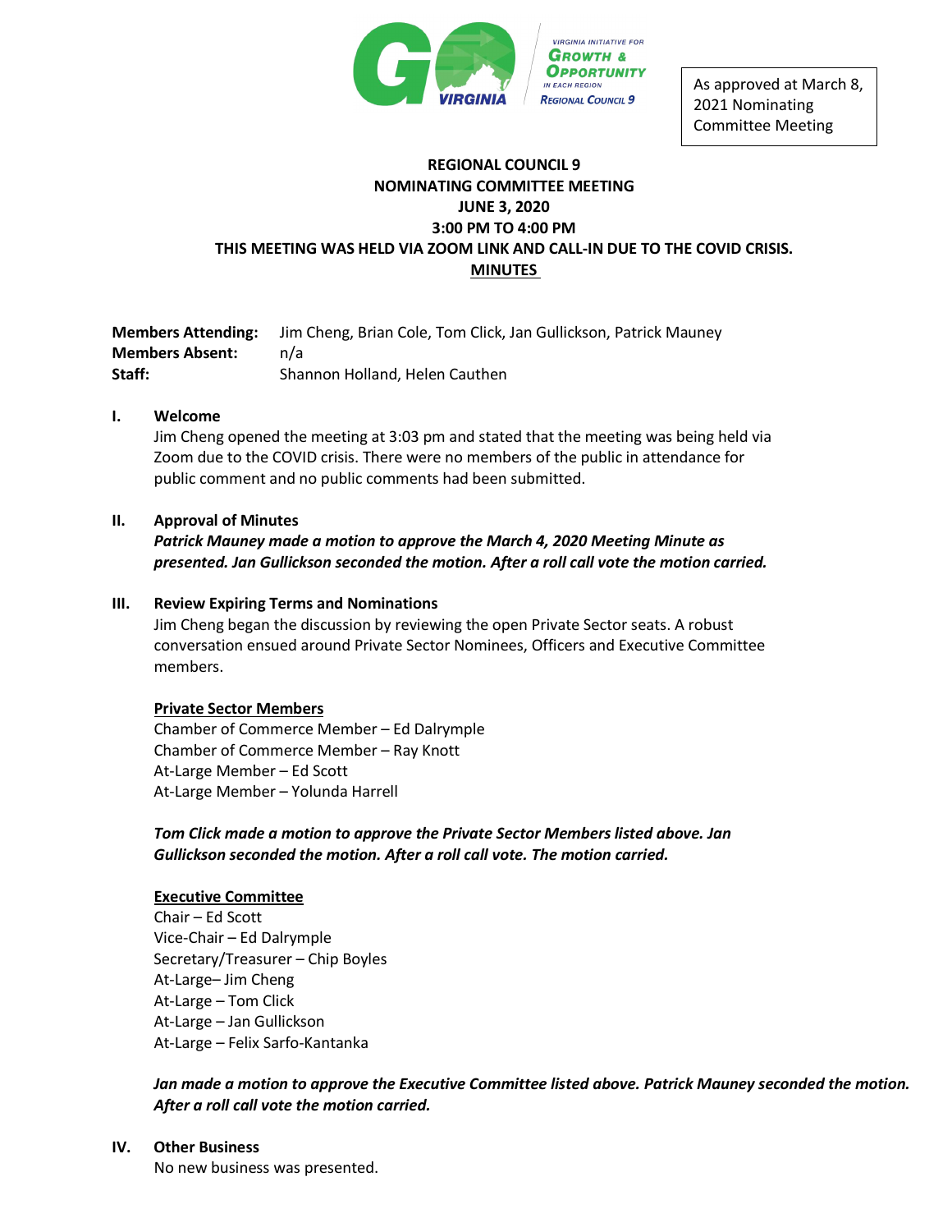As approved at March 8, 2021 Nominating Committee Meeting

# REGIONAL COUNCIL 9
## NOMINATING COMMITTEE MEETING
## JUNE 3, 2020
## 3:00 PM TO 4:00 PM
## THIS MEETING WAS HELD VIA ZOOM LINK AND CALL-IN DUE TO THE COVID CRISIS.
## MINUTES

**Members Attending:** Jim Cheng, Brian Cole, Tom Click, Jan Gullickson, Patrick Mauney
**Members Absent:** n/a
**Staff:** Shannon Holland, Helen Cauthen

**I. Welcome**

Jim Cheng opened the meeting at 3:03 pm and stated that the meeting was being held via Zoom due to the COVID crisis. There were no members of the public in attendance for public comment and no public comments had been submitted.

**II. Approval of Minutes**

***Patrick Mauney made a motion to approve the March 4, 2020 Meeting Minute as presented. Jan Gullickson seconded the motion. After a roll call vote the motion carried.***

**III. Review Expiring Terms and Nominations**

Jim Cheng began the discussion by reviewing the open Private Sector seats. A robust conversation ensued around Private Sector Nominees, Officers and Executive Committee members.

**Private Sector Members**

Chamber of Commerce Member – Ed Dalrymple
Chamber of Commerce Member – Ray Knott
At-Large Member – Ed Scott
At-Large Member – Yolunda Harrell

***Tom Click made a motion to approve the Private Sector Members listed above. Jan Gullickson seconded the motion. After a roll call vote. The motion carried.***

**Executive Committee**

Chair – Ed Scott
Vice-Chair – Ed Dalrymple
Secretary/Treasurer – Chip Boyles
At-Large– Jim Cheng
At-Large – Tom Click
At-Large – Jan Gullickson
At-Large – Felix Sarfo-Kantanka

***Jan made a motion to approve the Executive Committee listed above. Patrick Mauney seconded the motion. After a roll call vote the motion carried.***

**IV. Other Business**

No new business was presented.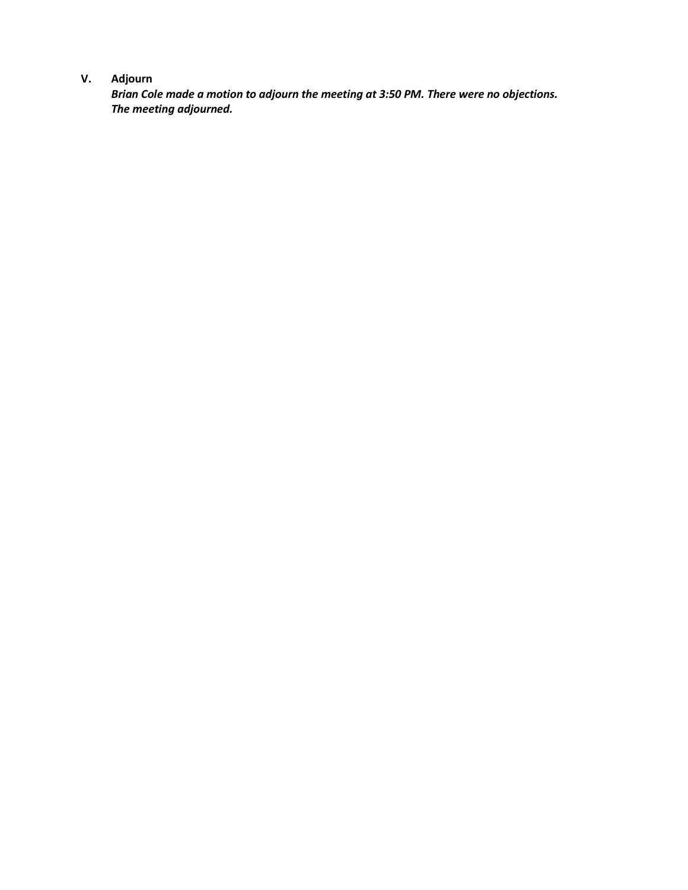## V. Adjourn

***Brian Cole made a motion to adjourn the meeting at 3:50 PM. There were no objections. The meeting adjourned.***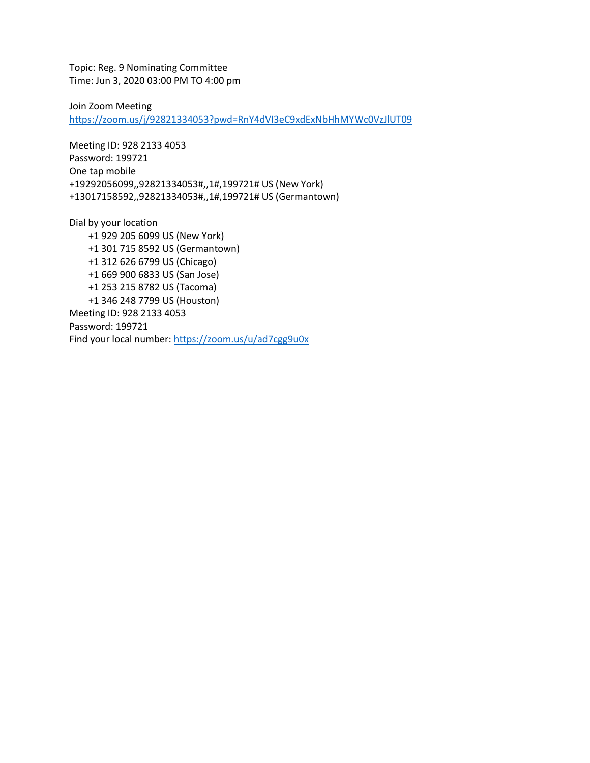Topic: Reg. 9 Nominating Committee
Time: Jun 3, 2020 03:00 PM TO 4:00 pm

Join Zoom Meeting
https://zoom.us/j/92821334053?pwd=RnY4dVI3eC9xdExNbHhMYWc0VzJlUT09

Meeting ID: 928 2133 4053
Password: 199721
One tap mobile
+19292056099,,92821334053#,,1#,199721# US (New York)
+13017158592,,92821334053#,,1#,199721# US (Germantown)

Dial by your location
- +1 929 205 6099 US (New York)
- +1 301 715 8592 US (Germantown)
- +1 312 626 6799 US (Chicago)
- +1 669 900 6833 US (San Jose)
- +1 253 215 8782 US (Tacoma)
- +1 346 248 7799 US (Houston)

Meeting ID: 928 2133 4053
Password: 199721
Find your local number: https://zoom.us/u/ad7cgg9u0x